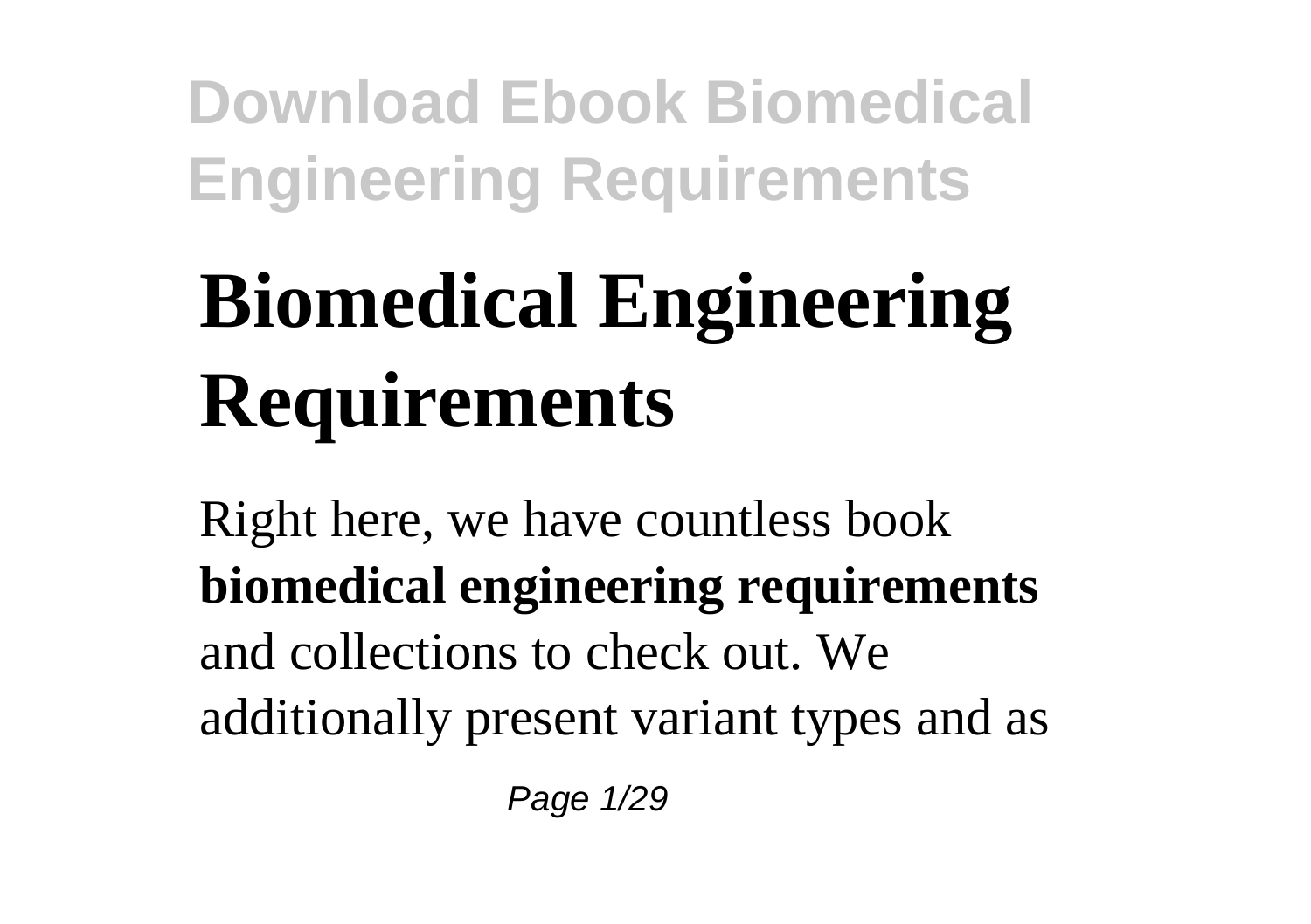# Biomedical Engineering Requirements

Right here, we have countless book **biomedical engineering requirements** and collections to check out. We additionally present variant types and as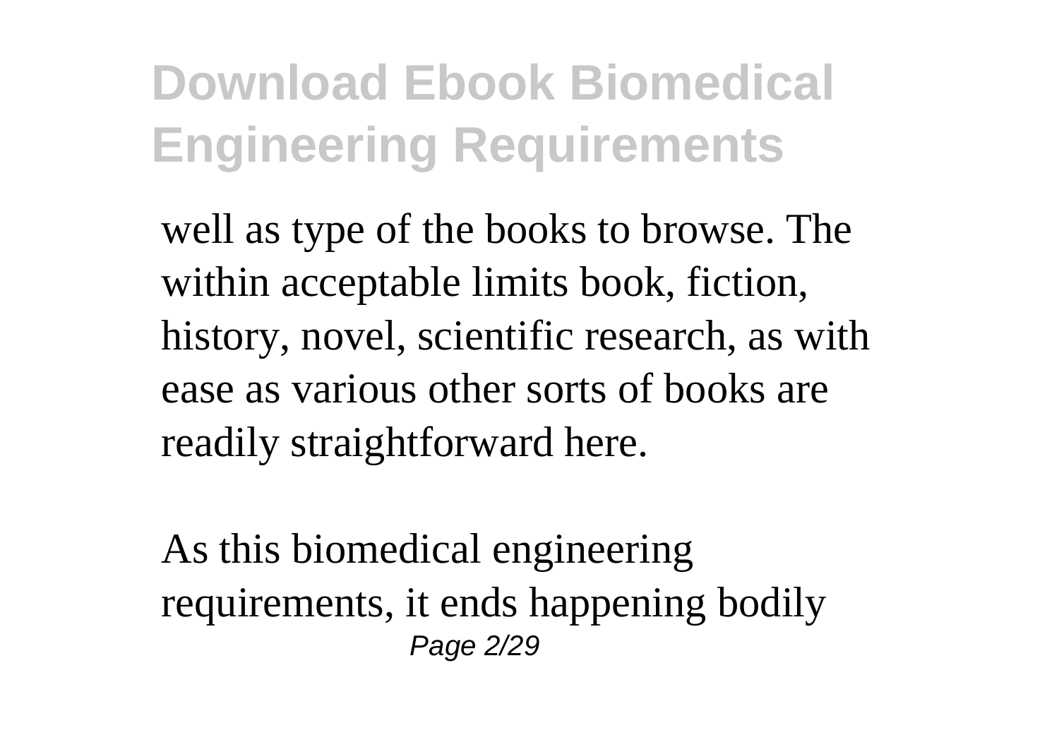well as type of the books to browse. The within acceptable limits book, fiction, history, novel, scientific research, as with ease as various other sorts of books are readily straightforward here.

As this biomedical engineering requirements, it ends happening bodily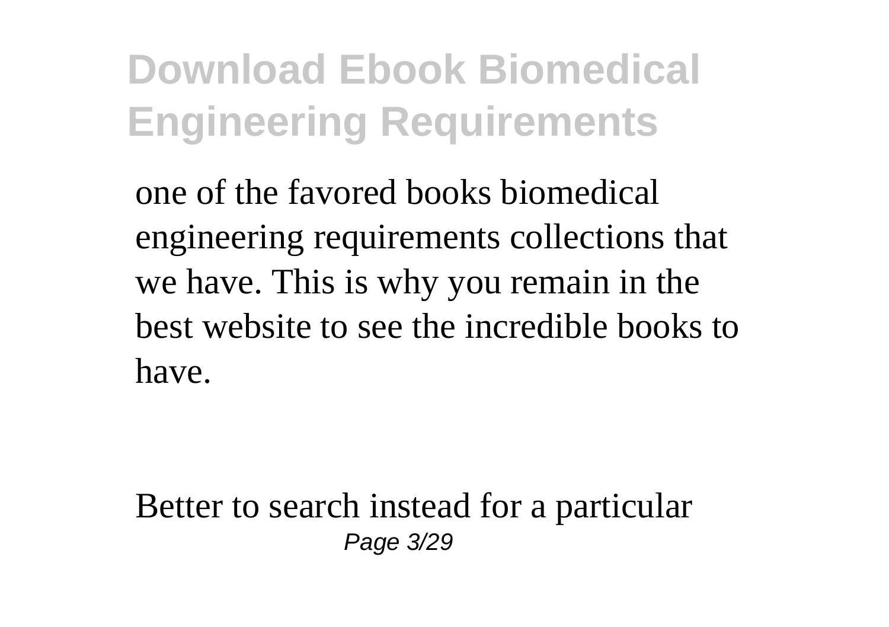one of the favored books biomedical engineering requirements collections that we have. This is why you remain in the best website to see the incredible books to have.

Better to search instead for a particular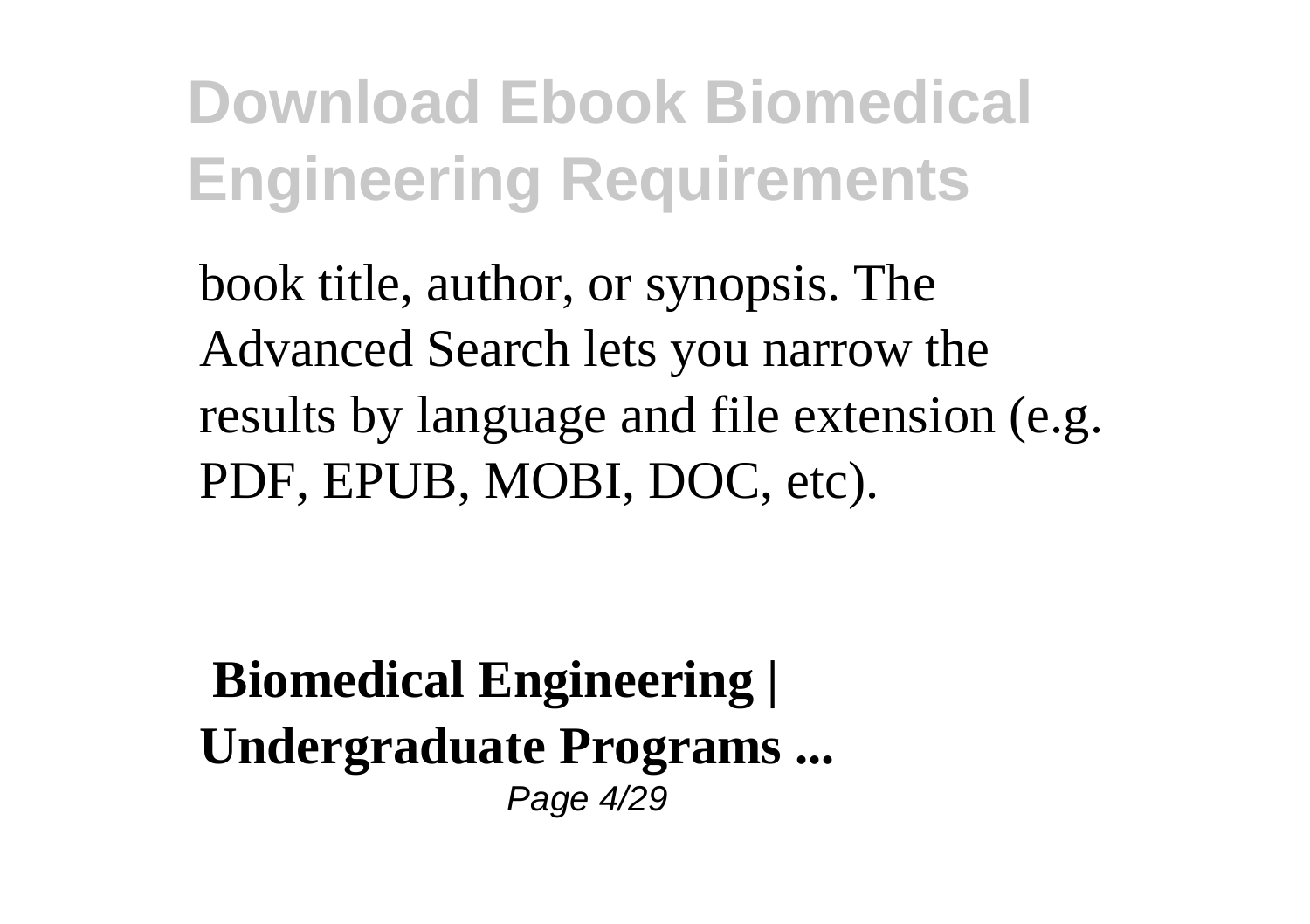book title, author, or synopsis. The Advanced Search lets you narrow the results by language and file extension (e.g. PDF, EPUB, MOBI, DOC, etc).

**Biomedical Engineering | Undergraduate Programs ...**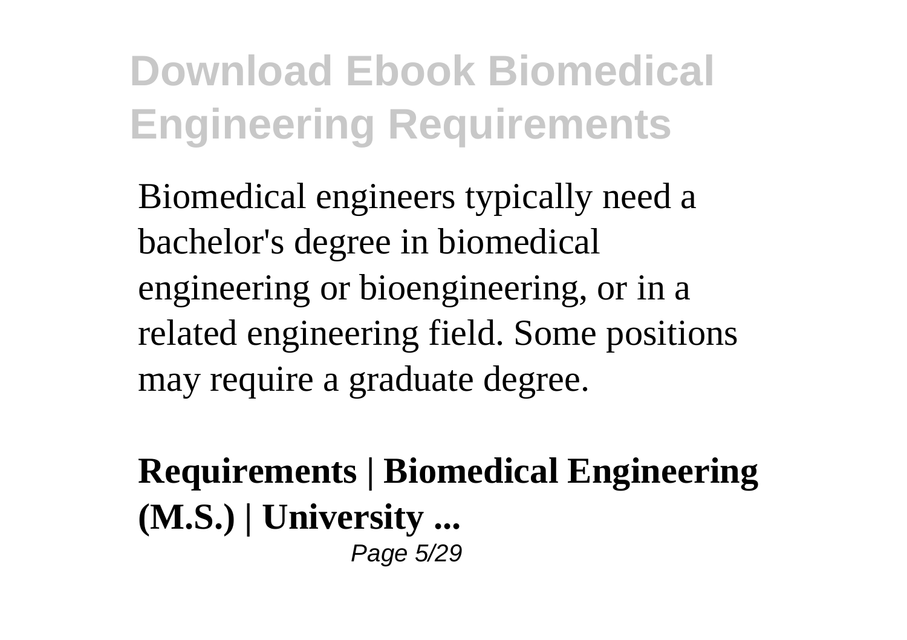Biomedical engineers typically need a bachelor's degree in biomedical engineering or bioengineering, or in a related engineering field. Some positions may require a graduate degree.

**Requirements | Biomedical Engineering (M.S.) | University ...**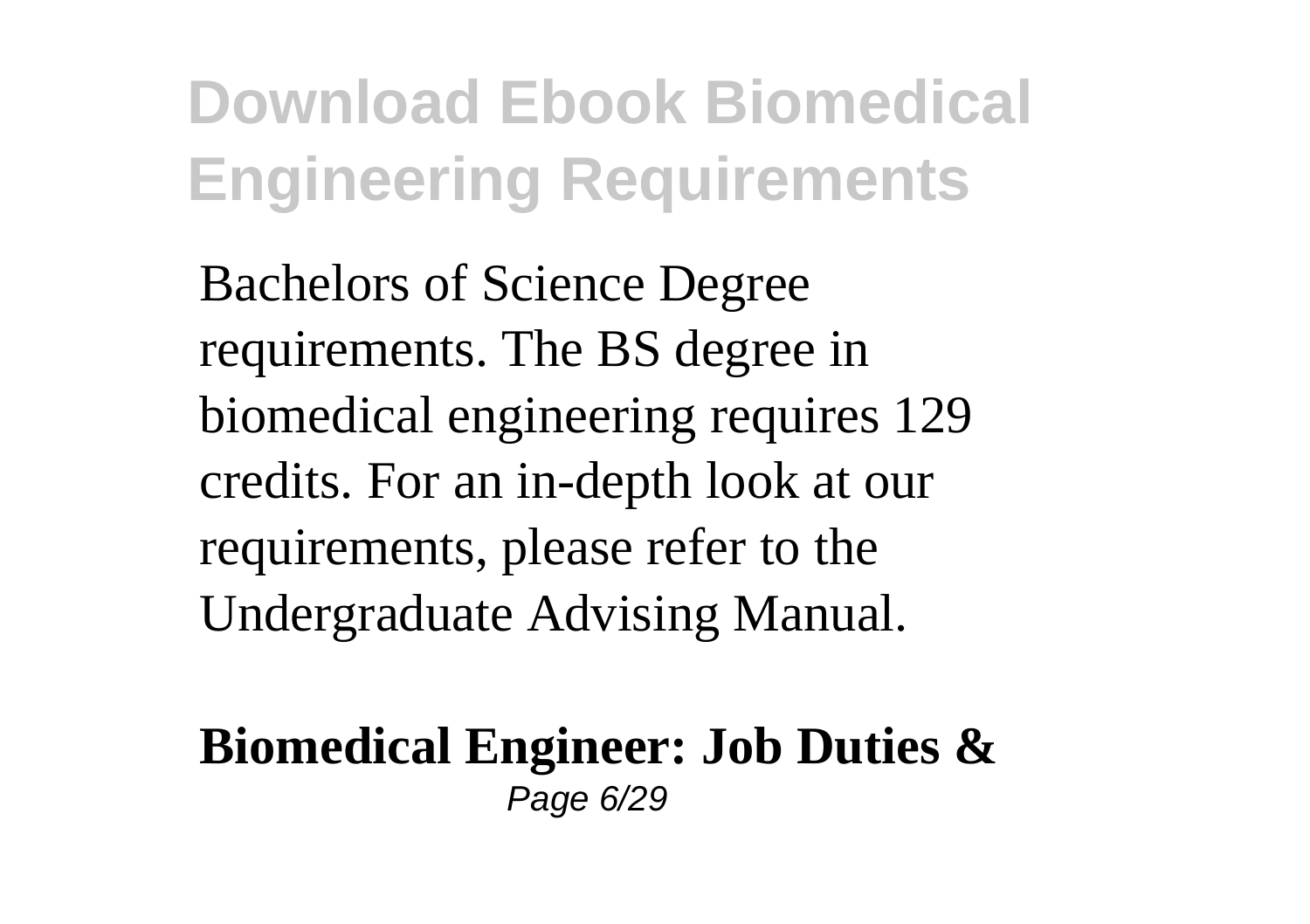Bachelors of Science Degree requirements. The BS degree in biomedical engineering requires 129 credits. For an in-depth look at our requirements, please refer to the Undergraduate Advising Manual.

**Biomedical Engineer: Job Duties &**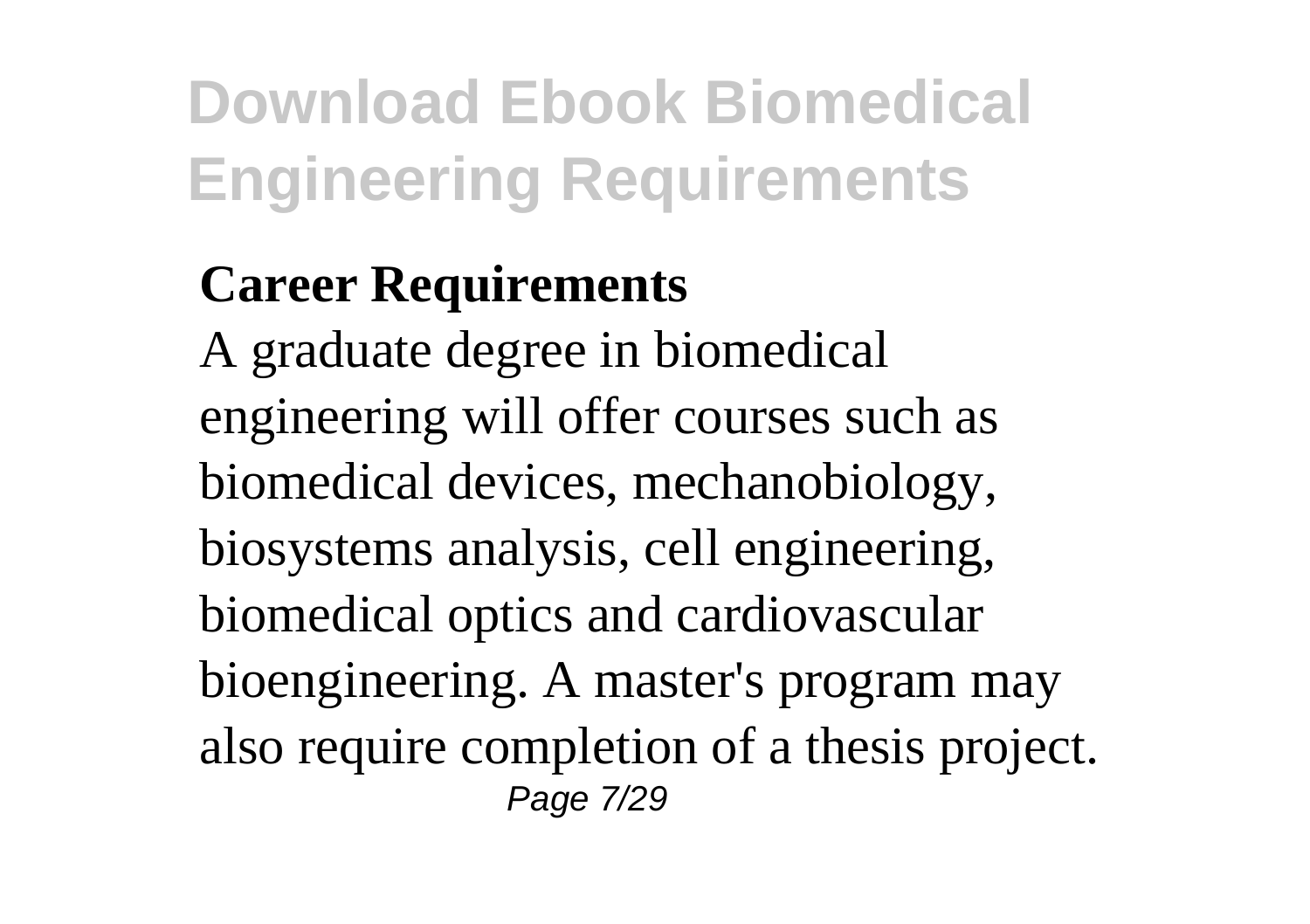**Career Requirements**

A graduate degree in biomedical engineering will offer courses such as biomedical devices, mechanobiology, biosystems analysis, cell engineering, biomedical optics and cardiovascular bioengineering. A master's program may also require completion of a thesis project.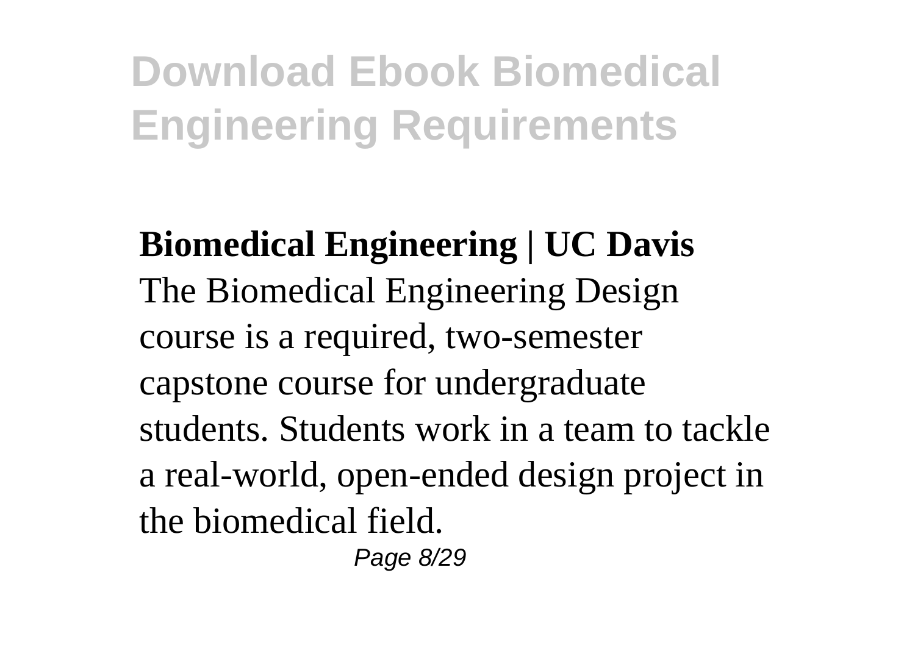**Biomedical Engineering | UC Davis**

The Biomedical Engineering Design course is a required, two-semester capstone course for undergraduate students. Students work in a team to tackle a real-world, open-ended design project in the biomedical field.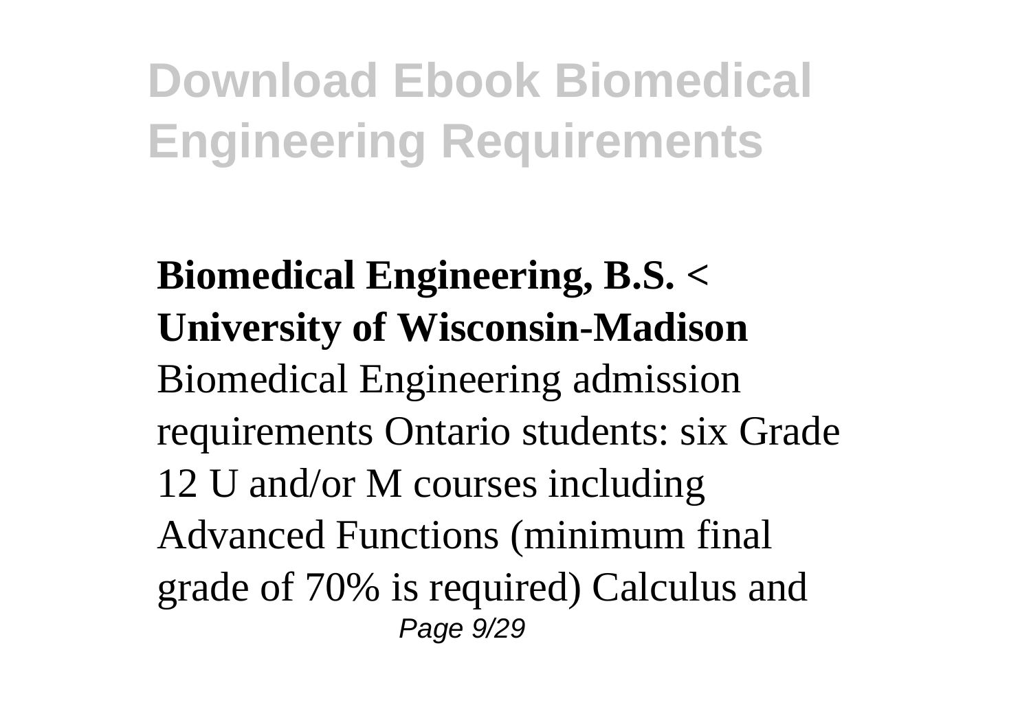# Download Ebook Biomedical Engineering Requirements

**Biomedical Engineering, B.S. < University of Wisconsin-Madison**
Biomedical Engineering admission requirements Ontario students: six Grade 12 U and/or M courses including Advanced Functions (minimum final grade of 70% is required) Calculus and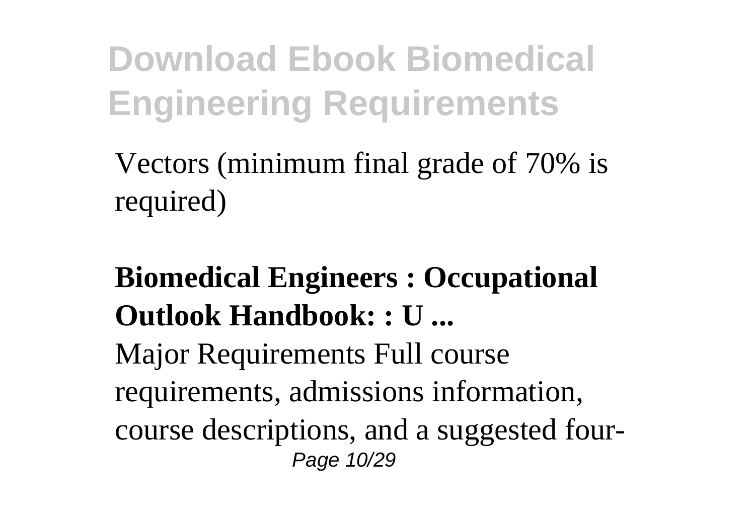Vectors (minimum final grade of 70% is required)

**Biomedical Engineers : Occupational Outlook Handbook: : U ...**

Major Requirements Full course requirements, admissions information, course descriptions, and a suggested four-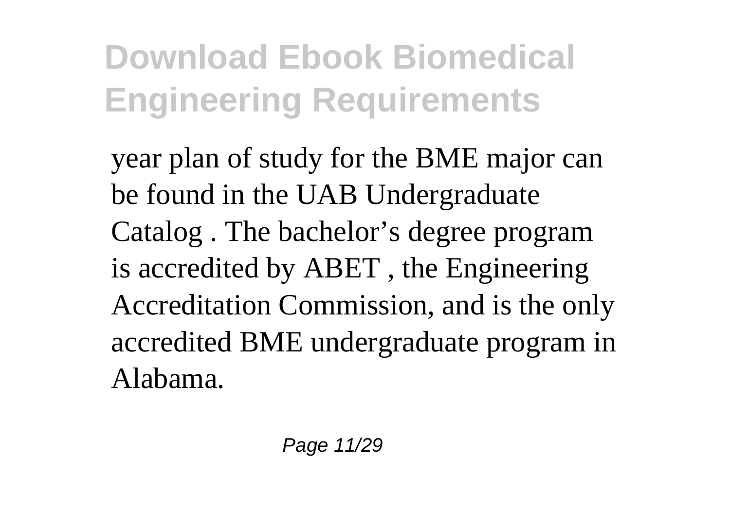year plan of study for the BME major can be found in the UAB Undergraduate Catalog . The bachelor’s degree program is accredited by ABET , the Engineering Accreditation Commission, and is the only accredited BME undergraduate program in Alabama.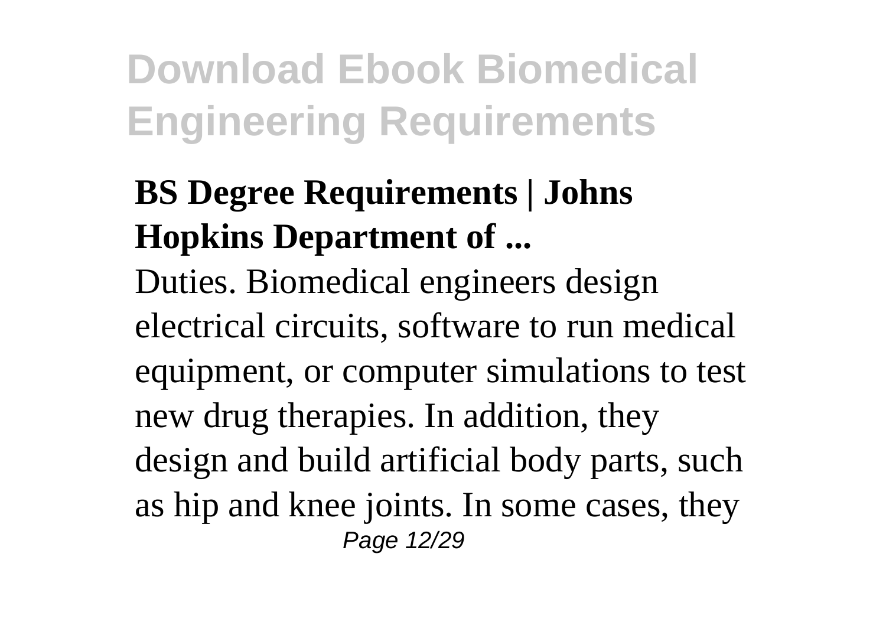**BS Degree Requirements | Johns Hopkins Department of ...**

Duties. Biomedical engineers design electrical circuits, software to run medical equipment, or computer simulations to test new drug therapies. In addition, they design and build artificial body parts, such as hip and knee joints. In some cases, they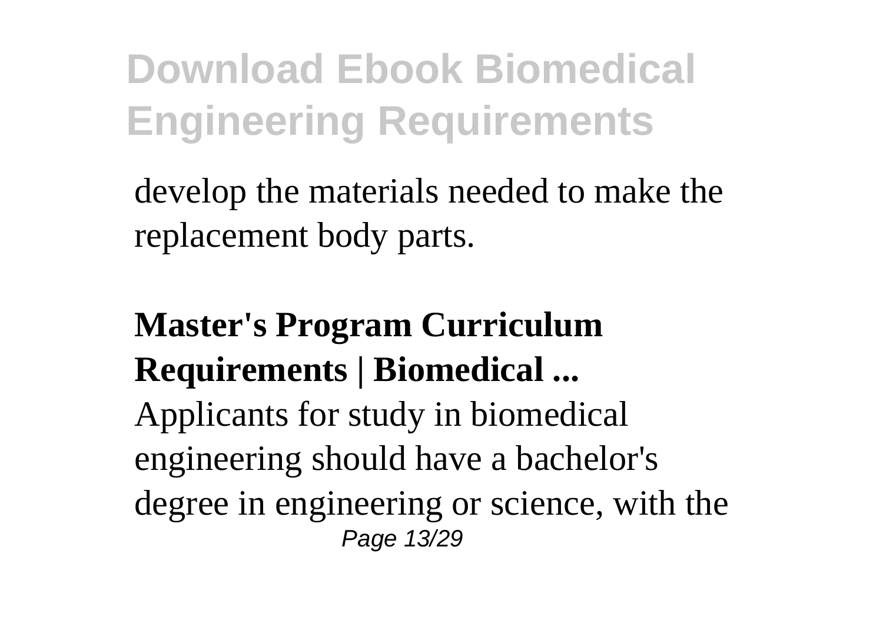develop the materials needed to make the replacement body parts.

**Master's Program Curriculum Requirements | Biomedical ...**

Applicants for study in biomedical engineering should have a bachelor's degree in engineering or science, with the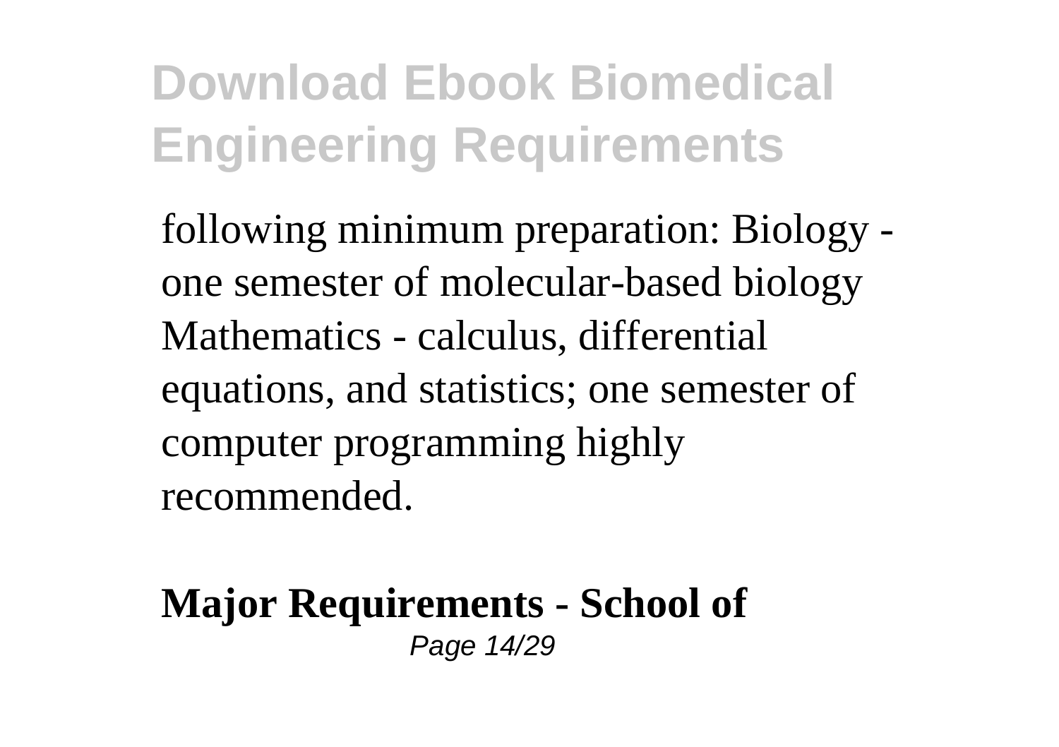following minimum preparation: Biology - one semester of molecular-based biology Mathematics - calculus, differential equations, and statistics; one semester of computer programming highly recommended.

**Major Requirements - School of**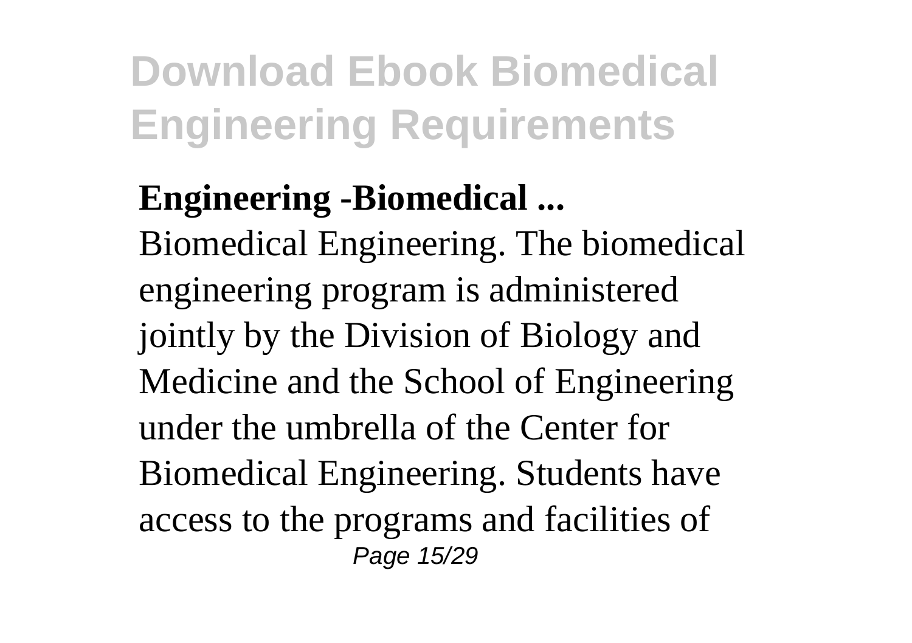**Engineering -Biomedical ...**

Biomedical Engineering. The biomedical engineering program is administered jointly by the Division of Biology and Medicine and the School of Engineering under the umbrella of the Center for Biomedical Engineering. Students have access to the programs and facilities of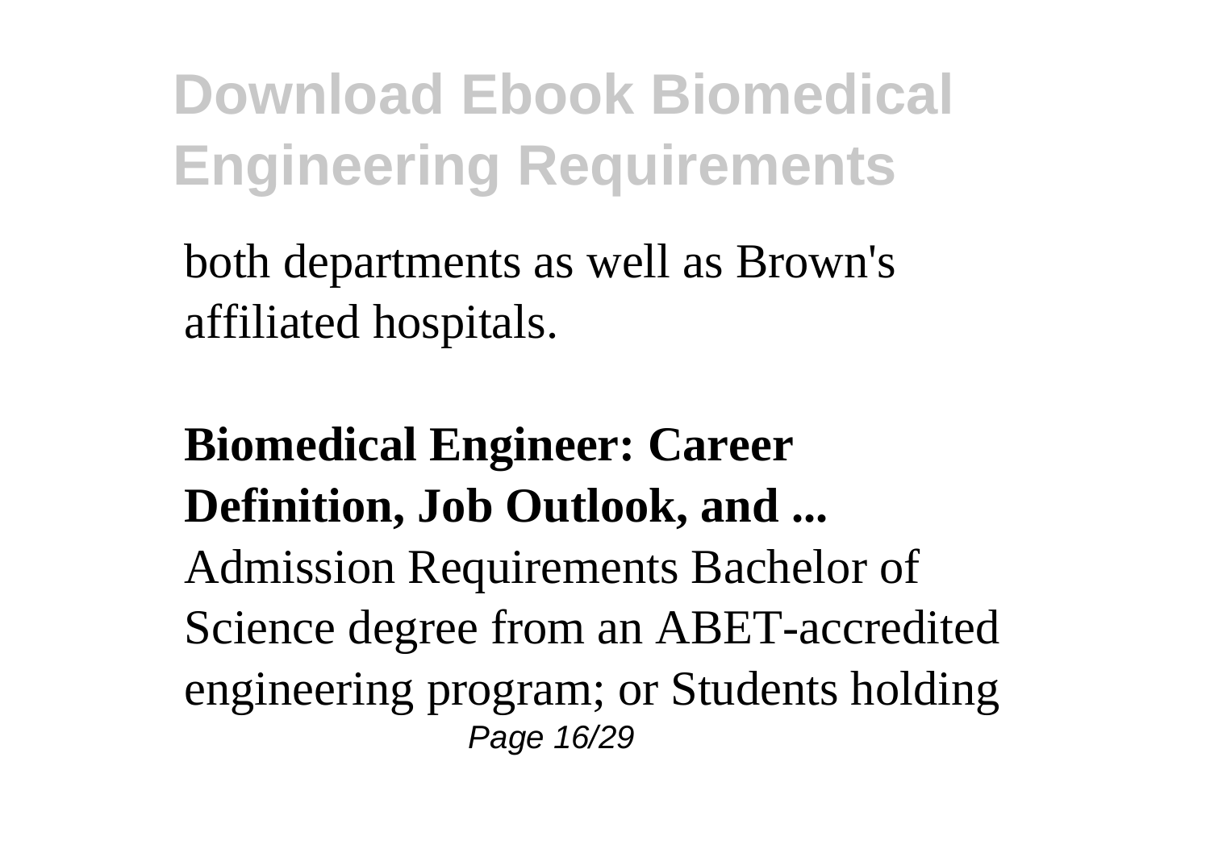both departments as well as Brown's affiliated hospitals.

**Biomedical Engineer: Career Definition, Job Outlook, and ...**

Admission Requirements Bachelor of Science degree from an ABET-accredited engineering program; or Students holding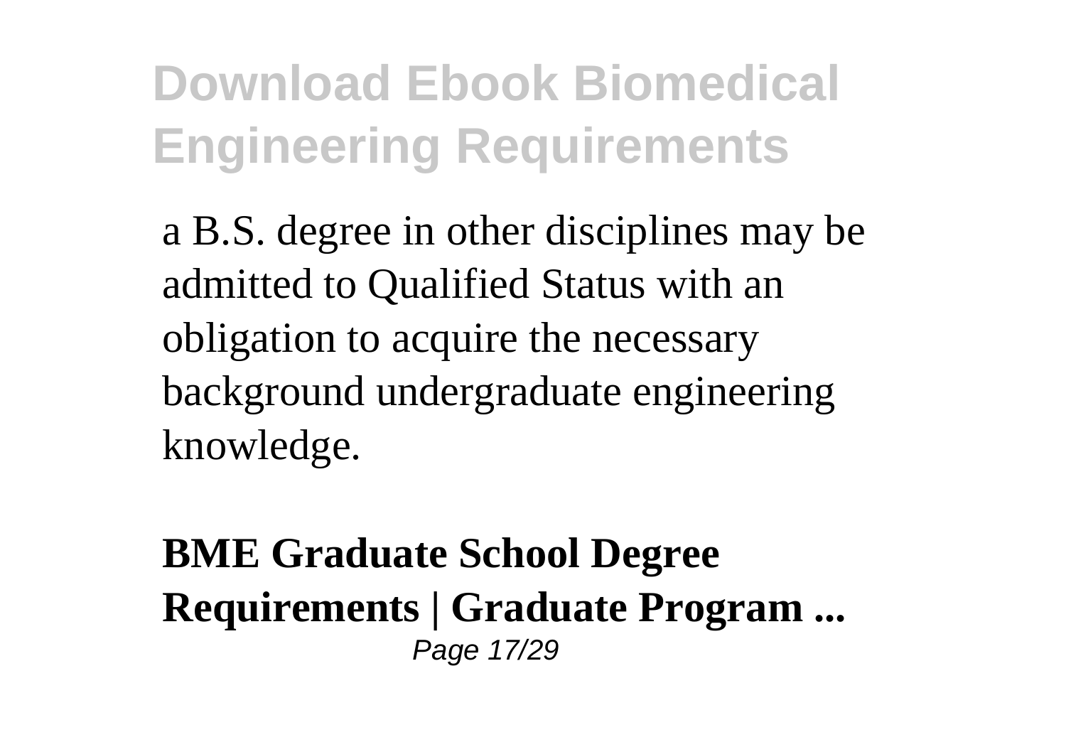a B.S. degree in other disciplines may be admitted to Qualified Status with an obligation to acquire the necessary background undergraduate engineering knowledge.

**BME Graduate School Degree Requirements | Graduate Program ...**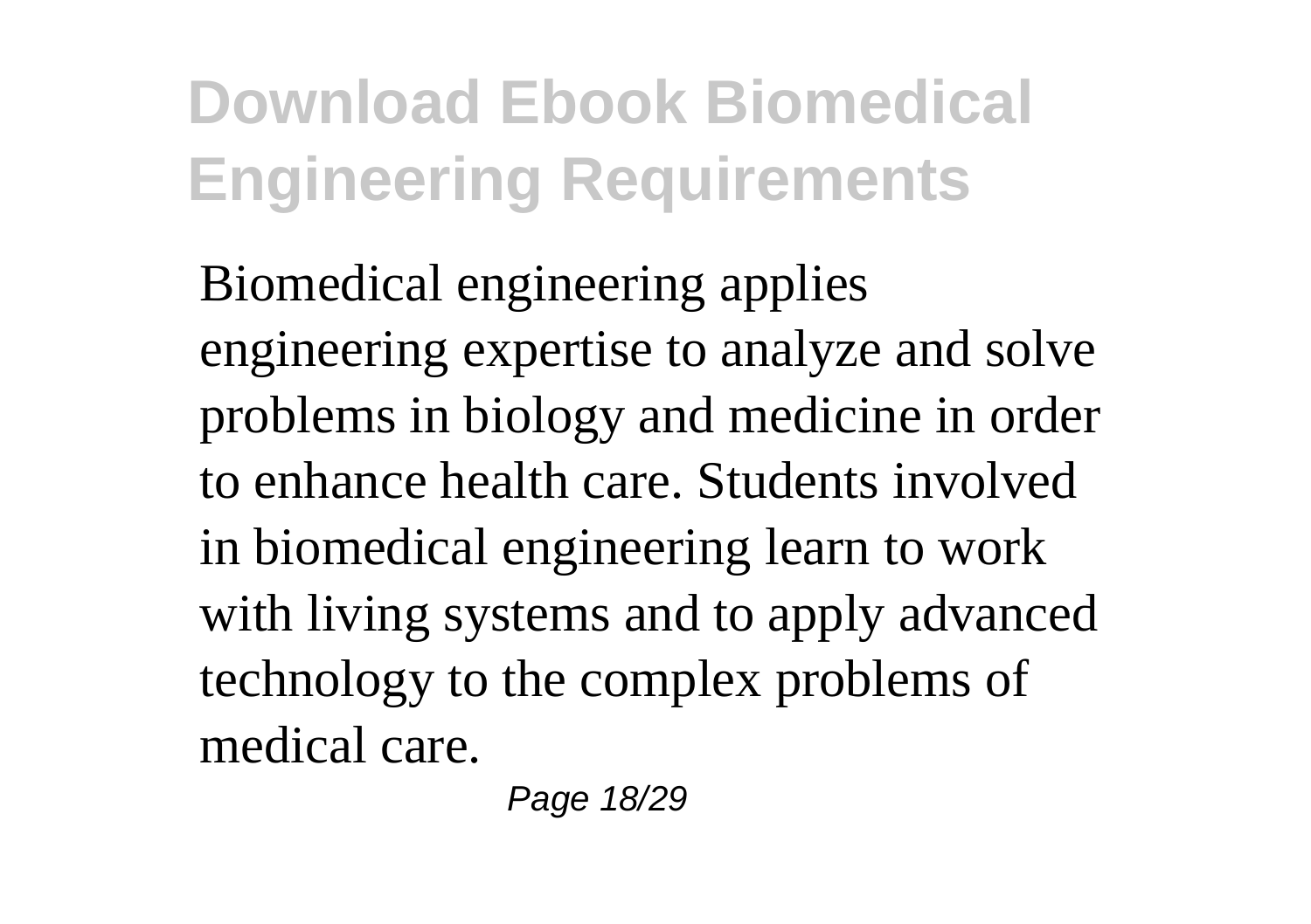Biomedical engineering applies engineering expertise to analyze and solve problems in biology and medicine in order to enhance health care. Students involved in biomedical engineering learn to work with living systems and to apply advanced technology to the complex problems of medical care.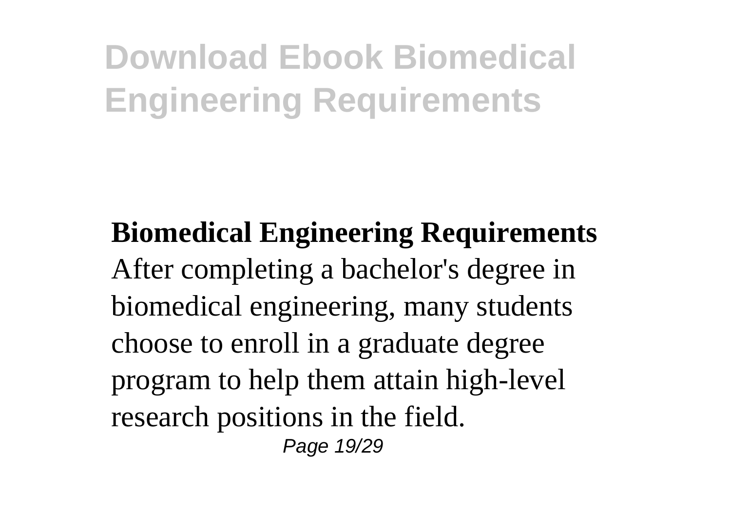**Biomedical Engineering Requirements**

After completing a bachelor's degree in biomedical engineering, many students choose to enroll in a graduate degree program to help them attain high-level research positions in the field.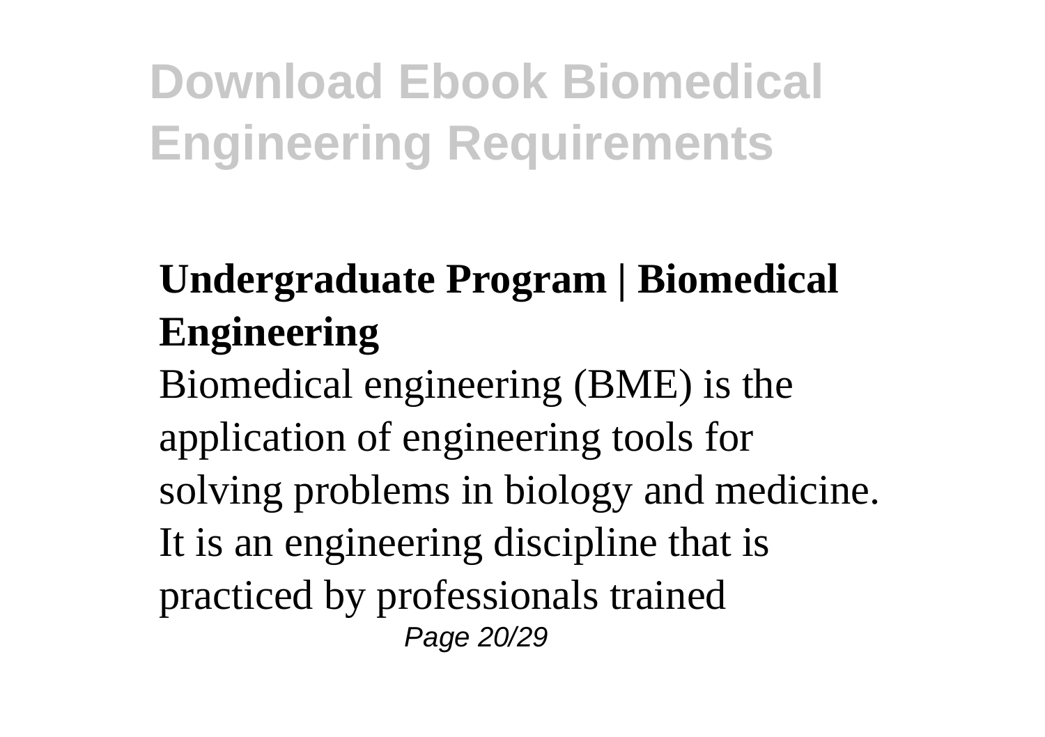## Undergraduate Program | Biomedical Engineering

Biomedical engineering (BME) is the application of engineering tools for solving problems in biology and medicine. It is an engineering discipline that is practiced by professionals trained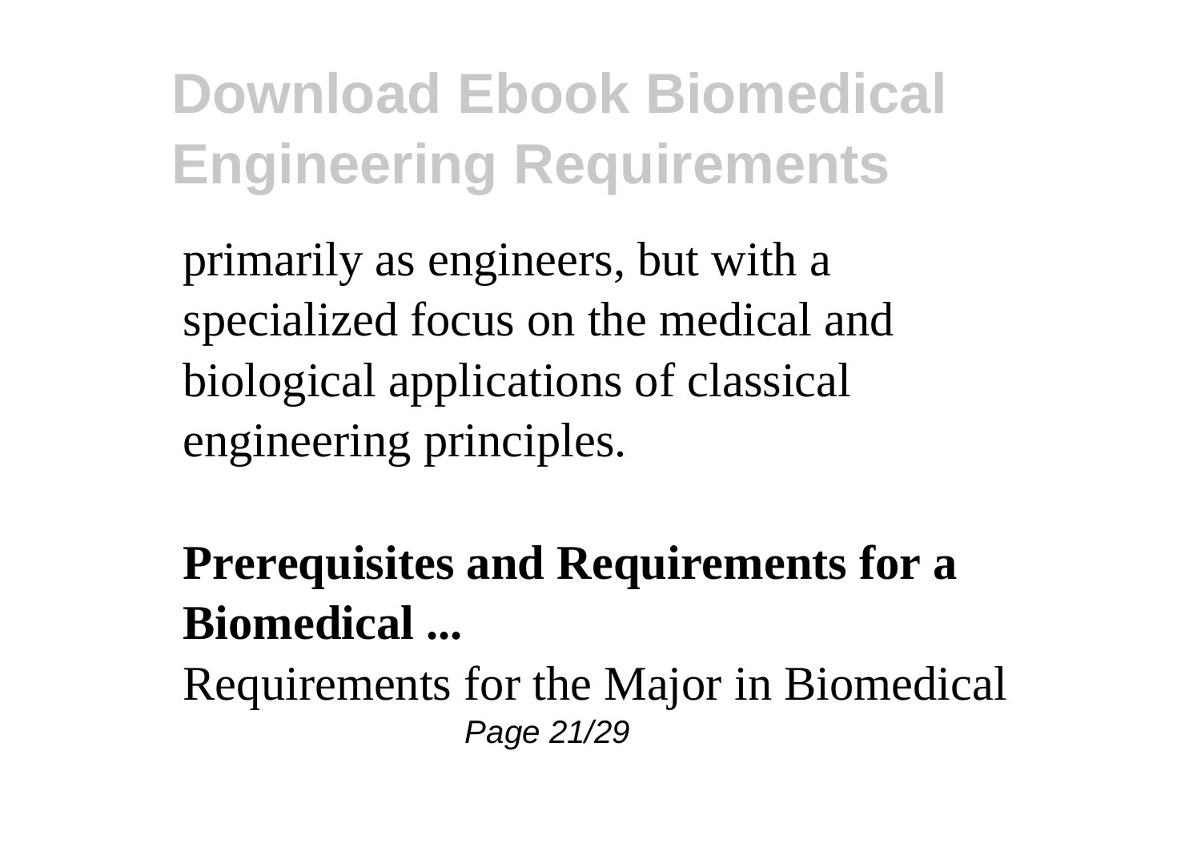primarily as engineers, but with a specialized focus on the medical and biological applications of classical engineering principles.

**Prerequisites and Requirements for a Biomedical ...**

Requirements for the Major in Biomedical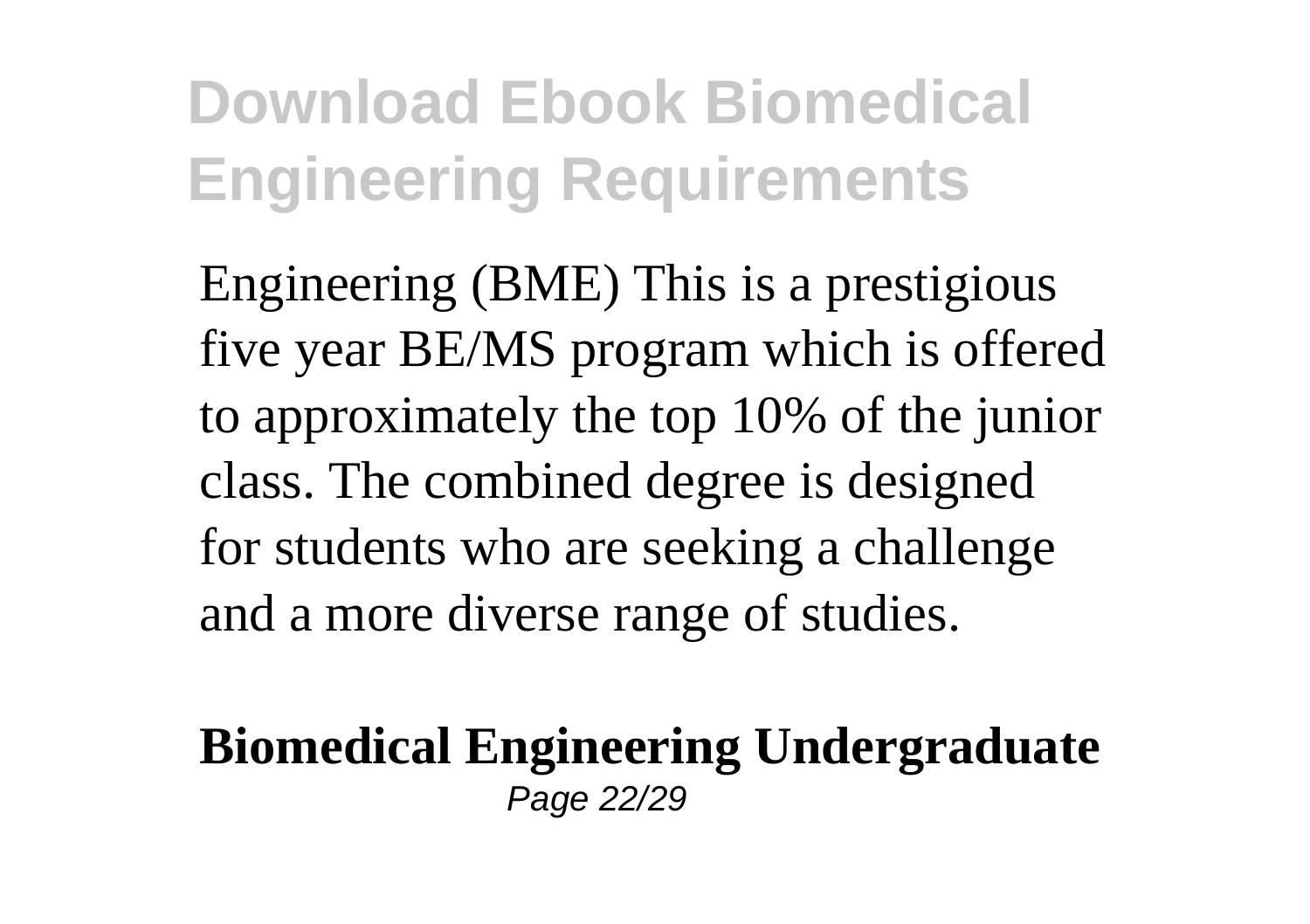Engineering (BME) This is a prestigious five year BE/MS program which is offered to approximately the top 10% of the junior class. The combined degree is designed for students who are seeking a challenge and a more diverse range of studies.

**Biomedical Engineering Undergraduate**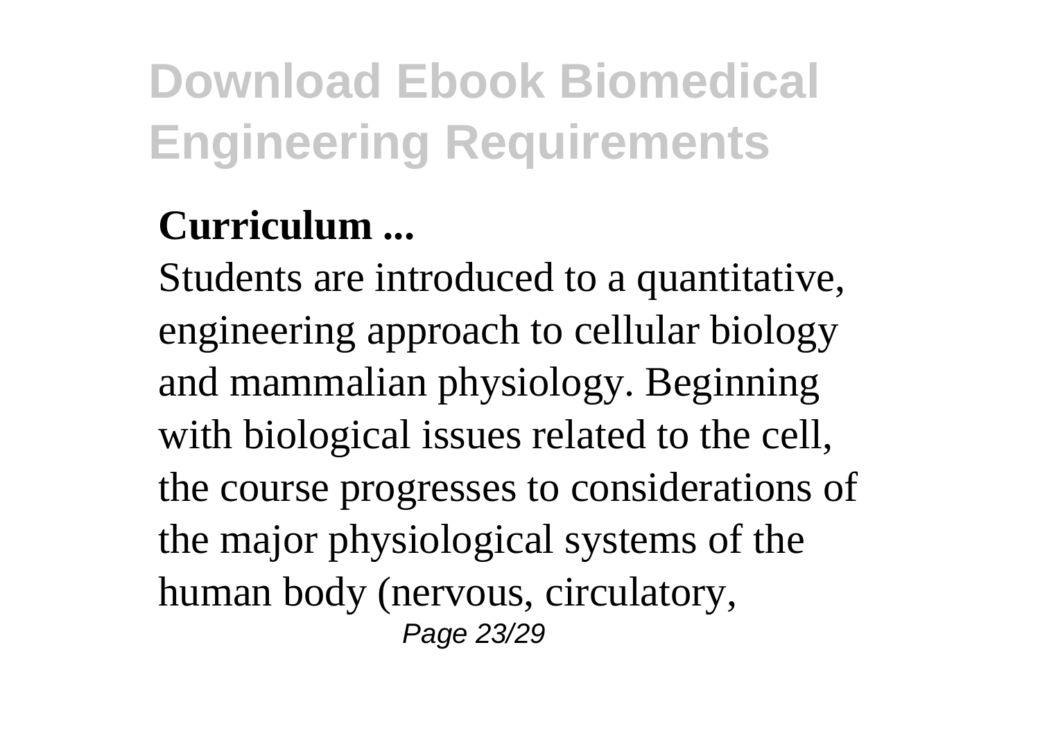**Curriculum ...**

Students are introduced to a quantitative, engineering approach to cellular biology and mammalian physiology. Beginning with biological issues related to the cell, the course progresses to considerations of the major physiological systems of the human body (nervous, circulatory,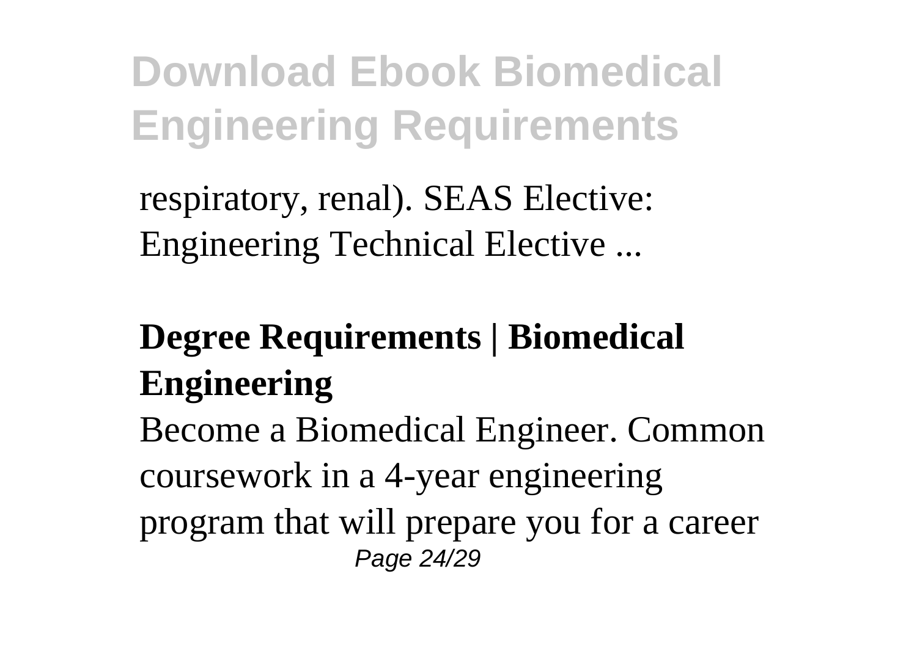respiratory, renal). SEAS Elective: Engineering Technical Elective ...

## Degree Requirements | Biomedical Engineering

Become a Biomedical Engineer. Common coursework in a 4-year engineering program that will prepare you for a career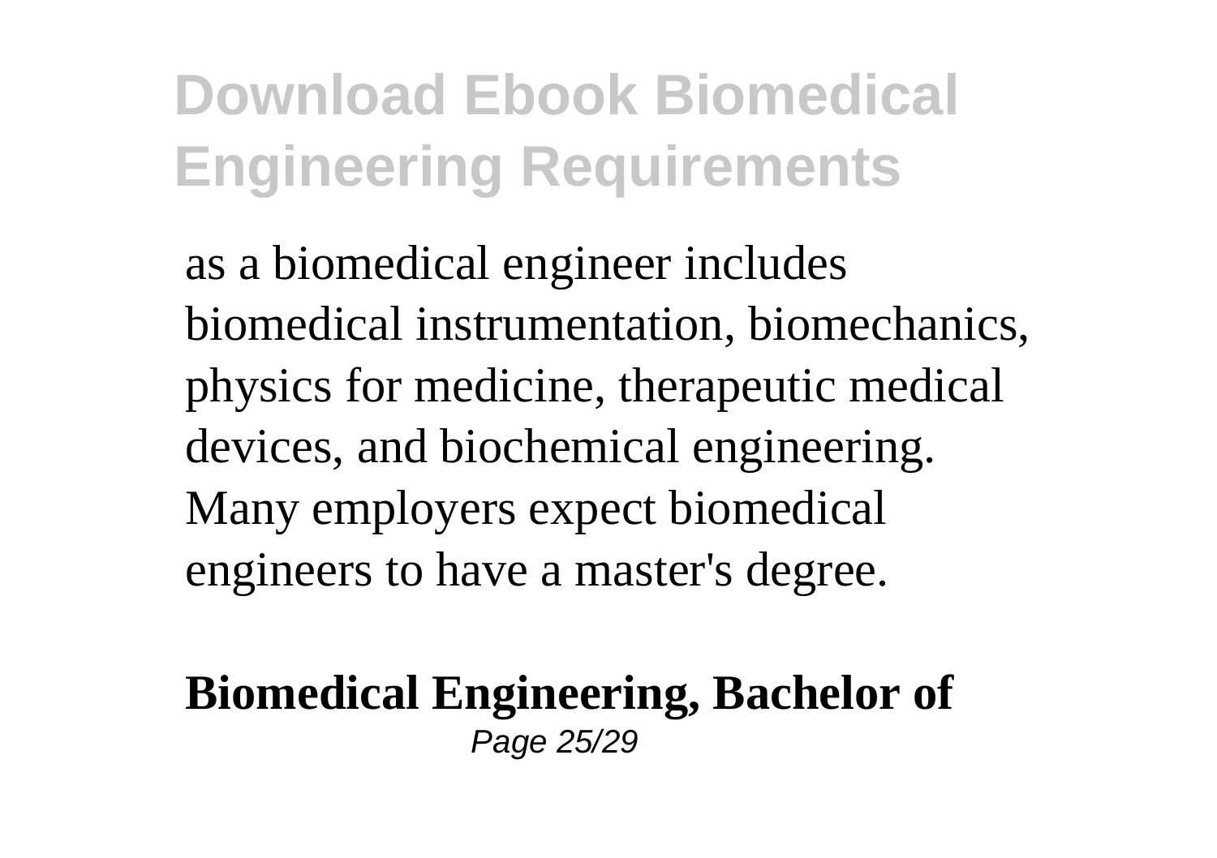as a biomedical engineer includes biomedical instrumentation, biomechanics, physics for medicine, therapeutic medical devices, and biochemical engineering. Many employers expect biomedical engineers to have a master's degree.

**Biomedical Engineering, Bachelor of**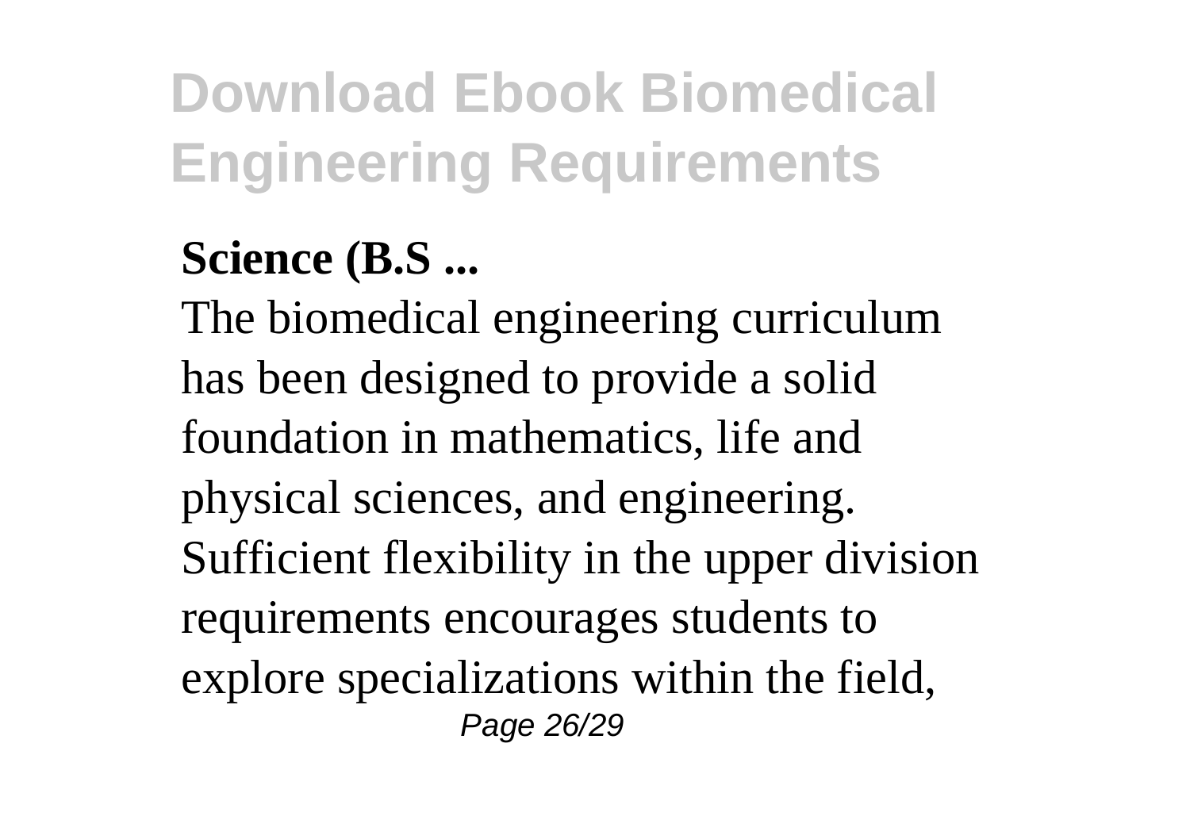**Science (B.S ...**

The biomedical engineering curriculum has been designed to provide a solid foundation in mathematics, life and physical sciences, and engineering. Sufficient flexibility in the upper division requirements encourages students to explore specializations within the field,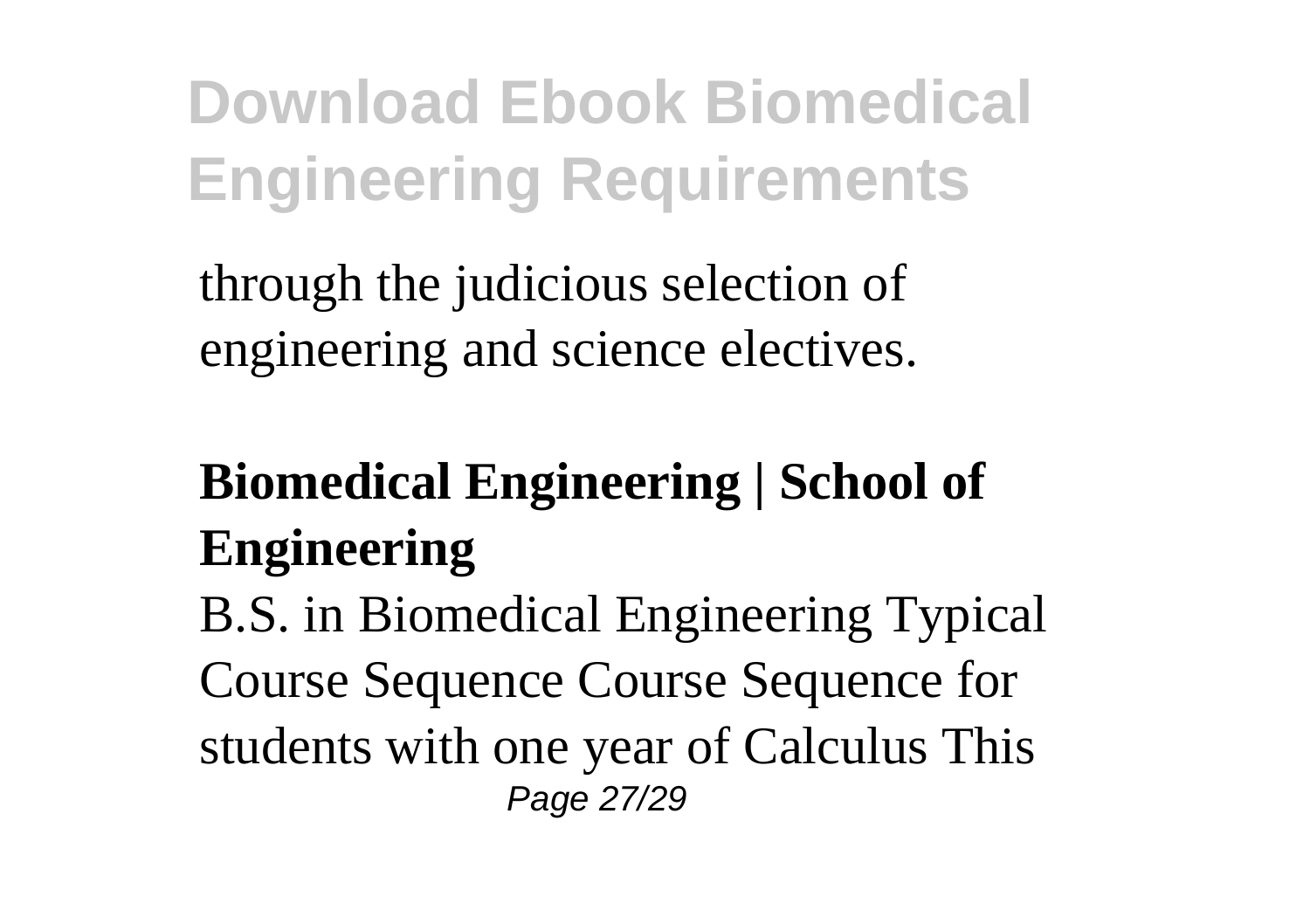through the judicious selection of engineering and science electives.

## Biomedical Engineering | School of Engineering

B.S. in Biomedical Engineering Typical Course Sequence Course Sequence for students with one year of Calculus This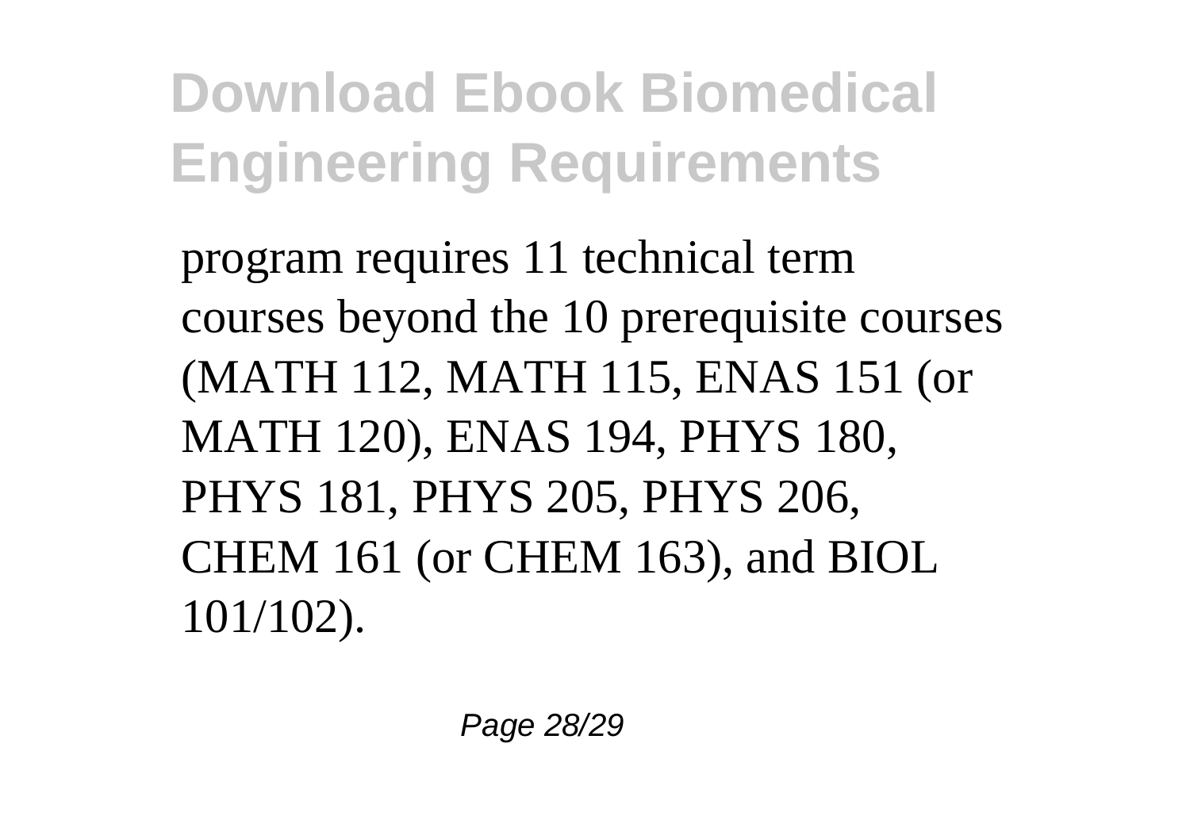program requires 11 technical term courses beyond the 10 prerequisite courses (MATH 112, MATH 115, ENAS 151 (or MATH 120), ENAS 194, PHYS 180, PHYS 181, PHYS 205, PHYS 206, CHEM 161 (or CHEM 163), and BIOL 101/102).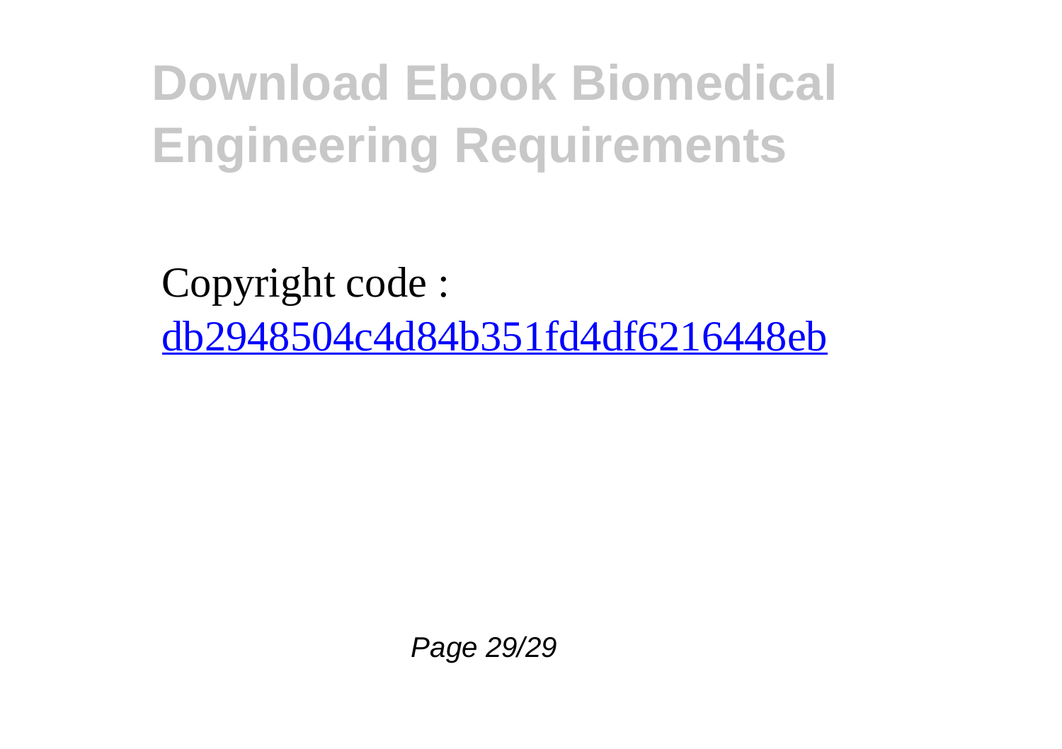Copyright code : db2948504c4d84b351fd4df6216448eb